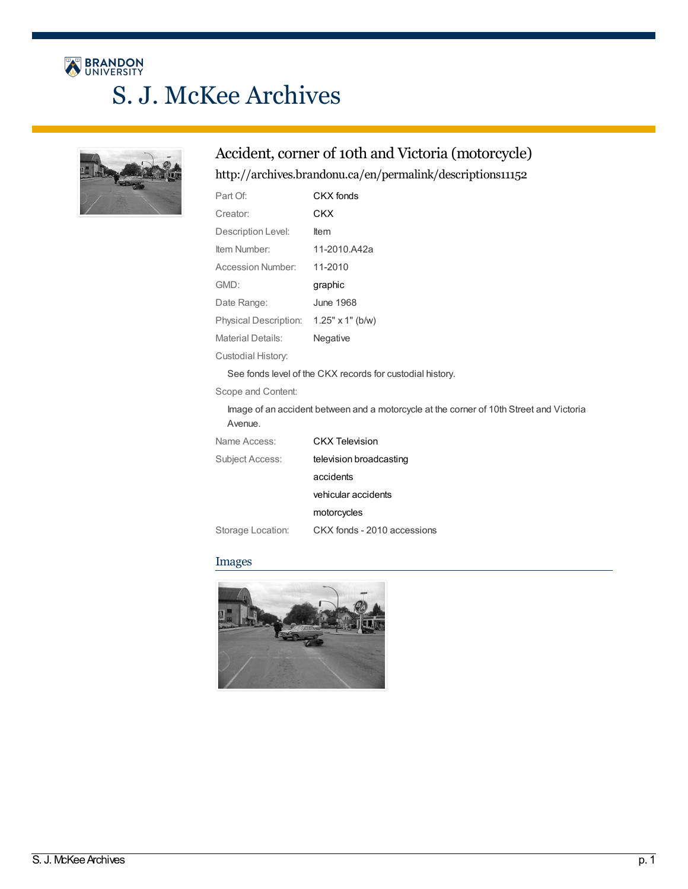BRANDON UNIVERSITY

# S. J. McKee Archives

## Accident, corner of 10th and Victoria (motorcycle)

http://archives.brandonu.ca/en/permalink/descriptions11152

| | |
|---|---|
| Part Of: | CKX fonds |
| Creator: | CKX |
| Description Level: | Item |
| Item Number: | 11-2010.A42a |
| Accession Number: | 11-2010 |
| GMD: | graphic |
| Date Range: | June 1968 |
| Physical Description: | 1.25" x 1" (b/w) |
| Material Details: | Negative |

Custodial History:

See fonds level of the CKX records for custodial history.

Scope and Content:

Image of an accident between and a motorcycle at the corner of 10th Street and Victoria Avenue.

| | |
|---|---|
| Name Access: | CKX Television |
| Subject Access: | television broadcasting |
| | accidents |
| | vehicular accidents |
| | motorcycles |
| Storage Location: | CKX fonds - 2010 accessions |

### Images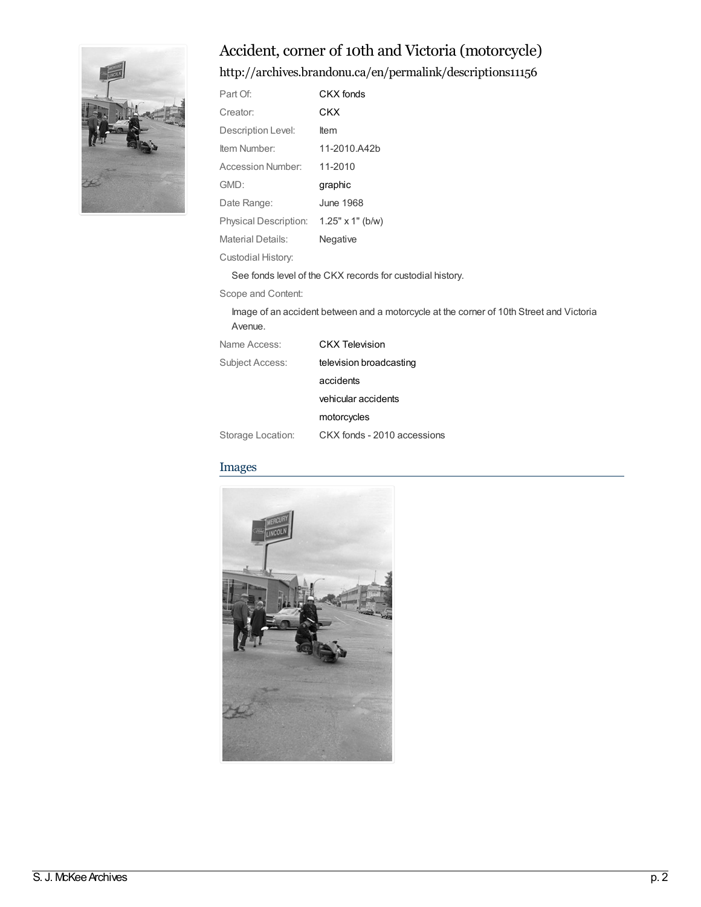# Accident, corner of 10th and Victoria (motorcycle)

http://archives.brandonu.ca/en/permalink/descriptions11156

| | |
|---|---|
| Part Of: | CKX fonds |
| Creator: | CKX |
| Description Level: | Item |
| Item Number: | 11-2010.A42b |
| Accession Number: | 11-2010 |
| GMD: | graphic |
| Date Range: | June 1968 |
| Physical Description: | 1.25" x 1" (b/w) |
| Material Details: | Negative |

Custodial History:

See fonds level of the CKX records for custodial history.

Scope and Content:

Image of an accident between and a motorcycle at the corner of 10th Street and Victoria Avenue.

| | |
|---|---|
| Name Access: | CKX Television |
| Subject Access: | television broadcasting |
| | accidents |
| | vehicular accidents |
| | motorcycles |
| Storage Location: | CKX fonds - 2010 accessions |

## Images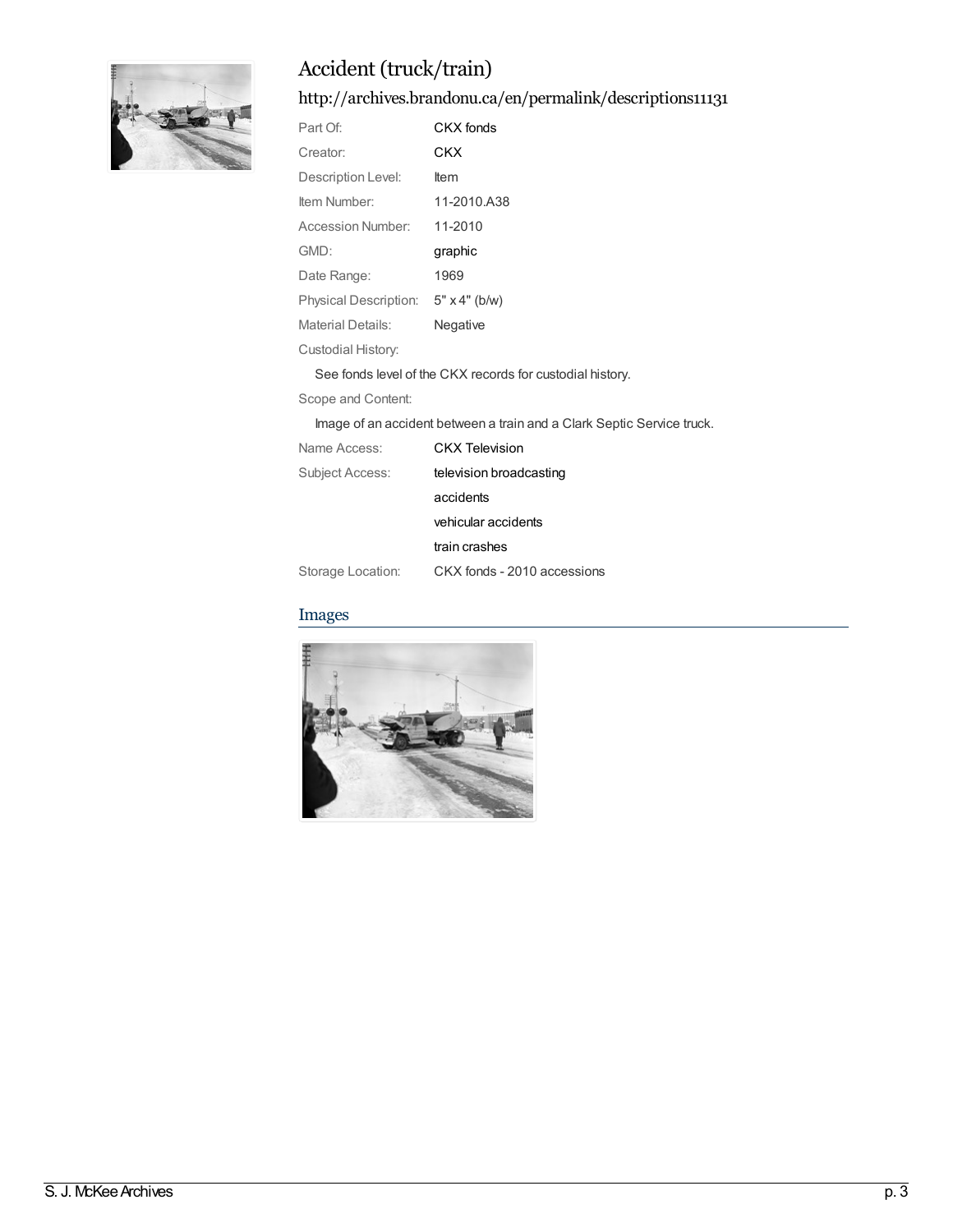# Accident (truck/train)

## http://archives.brandonu.ca/en/permalink/descriptions11131

| | |
|---|---|
| Part Of: | CKX fonds |
| Creator: | CKX |
| Description Level: | Item |
| Item Number: | 11-2010.A38 |
| Accession Number: | 11-2010 |
| GMD: | graphic |
| Date Range: | 1969 |
| Physical Description: | 5" x 4" (b/w) |
| Material Details: | Negative |

Custodial History:

See fonds level of the CKX records for custodial history.

Scope and Content:

Image of an accident between a train and a Clark Septic Service truck.

| | |
|---|---|
| Name Access: | CKX Television |
| Subject Access: | television broadcasting |
| | accidents |
| | vehicular accidents |
| | train crashes |
| Storage Location: | CKX fonds - 2010 accessions |

## Images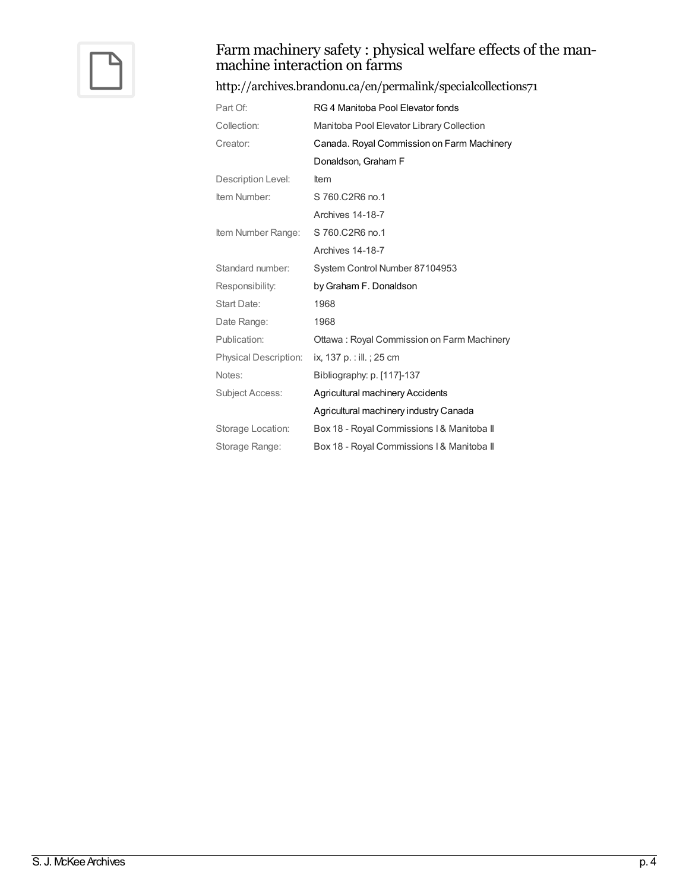# Farm machinery safety : physical welfare effects of the man-machine interaction on farms

http://archives.brandonu.ca/en/permalink/specialcollections71

| | |
|---|---|
| Part Of: | RG 4 Manitoba Pool Elevator fonds |
| Collection: | Manitoba Pool Elevator Library Collection |
| Creator: | Canada. Royal Commission on Farm Machinery |
| | Donaldson, Graham F |
| Description Level: | Item |
| Item Number: | S 760.C2R6 no.1 |
| | Archives 14-18-7 |
| Item Number Range: | S 760.C2R6 no.1 |
| | Archives 14-18-7 |
| Standard number: | System Control Number 87104953 |
| Responsibility: | by Graham F. Donaldson |
| Start Date: | 1968 |
| Date Range: | 1968 |
| Publication: | Ottawa : Royal Commission on Farm Machinery |
| Physical Description: | ix, 137 p. : ill. ; 25 cm |
| Notes: | Bibliography: p. [117]-137 |
| Subject Access: | Agricultural machinery Accidents |
| | Agricultural machinery industry Canada |
| Storage Location: | Box 18 - Royal Commissions I & Manitoba II |
| Storage Range: | Box 18 - Royal Commissions I & Manitoba II |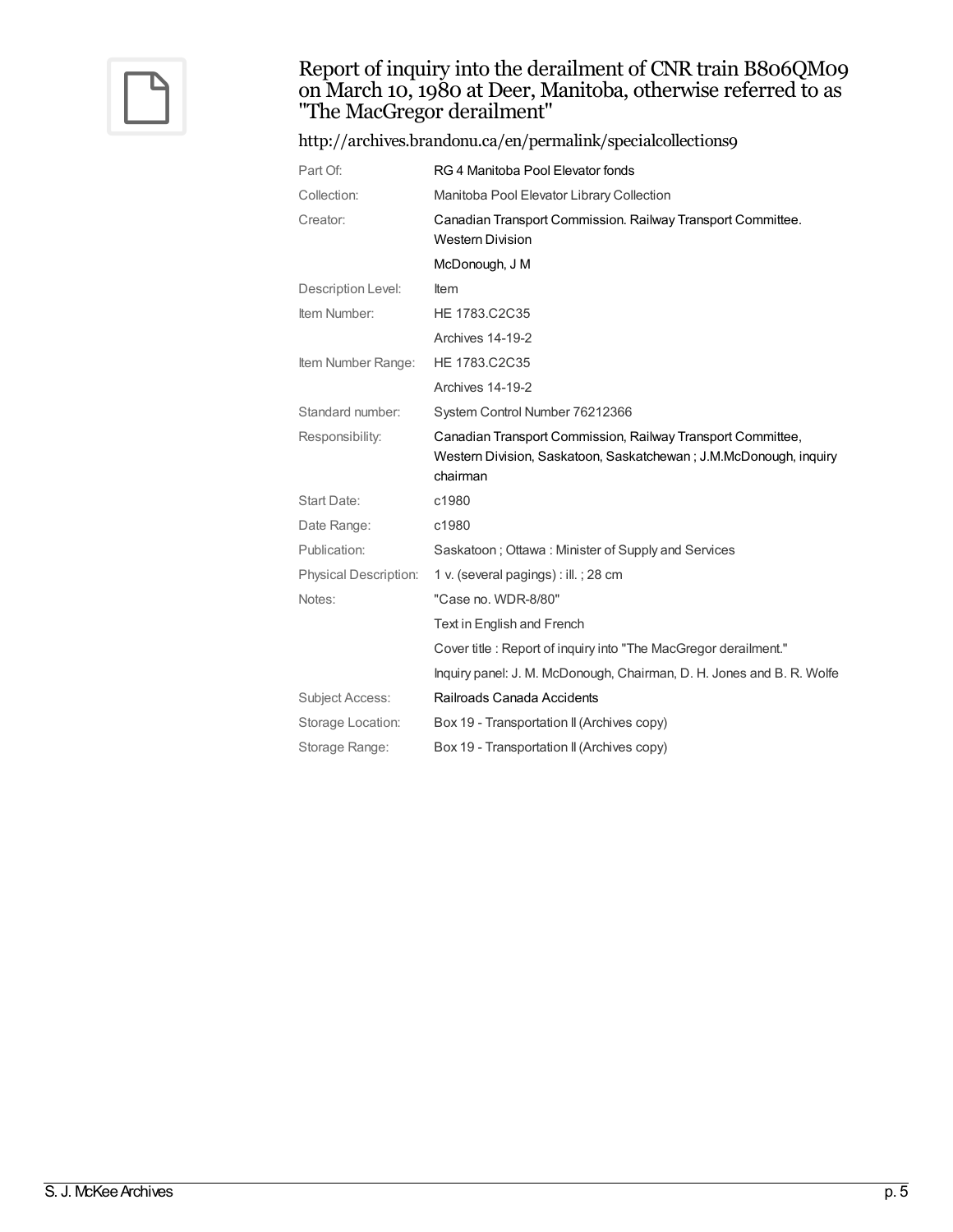## Report of inquiry into the derailment of CNR train B806QM09 on March 10, 1980 at Deer, Manitoba, otherwise referred to as "The MacGregor derailment"

http://archives.brandonu.ca/en/permalink/specialcollections9

| | |
|---|---|
| Part Of: | RG 4 Manitoba Pool Elevator fonds |
| Collection: | Manitoba Pool Elevator Library Collection |
| Creator: | Canadian Transport Commission. Railway Transport Committee. Western Division |
| | McDonough, J M |
| Description Level: | Item |
| Item Number: | HE 1783.C2C35 |
| | Archives 14-19-2 |
| Item Number Range: | HE 1783.C2C35 |
| | Archives 14-19-2 |
| Standard number: | System Control Number 76212366 |
| Responsibility: | Canadian Transport Commission, Railway Transport Committee, Western Division, Saskatoon, Saskatchewan ; J.M.McDonough, inquiry chairman |
| Start Date: | c1980 |
| Date Range: | c1980 |
| Publication: | Saskatoon ; Ottawa : Minister of Supply and Services |
| Physical Description: | 1 v. (several pagings) : ill. ; 28 cm |
| Notes: | "Case no. WDR-8/80" |
| | Text in English and French |
| | Cover title : Report of inquiry into "The MacGregor derailment." |
| | Inquiry panel: J. M. McDonough, Chairman, D. H. Jones and B. R. Wolfe |
| Subject Access: | Railroads Canada Accidents |
| Storage Location: | Box 19 - Transportation II (Archives copy) |
| Storage Range: | Box 19 - Transportation II (Archives copy) |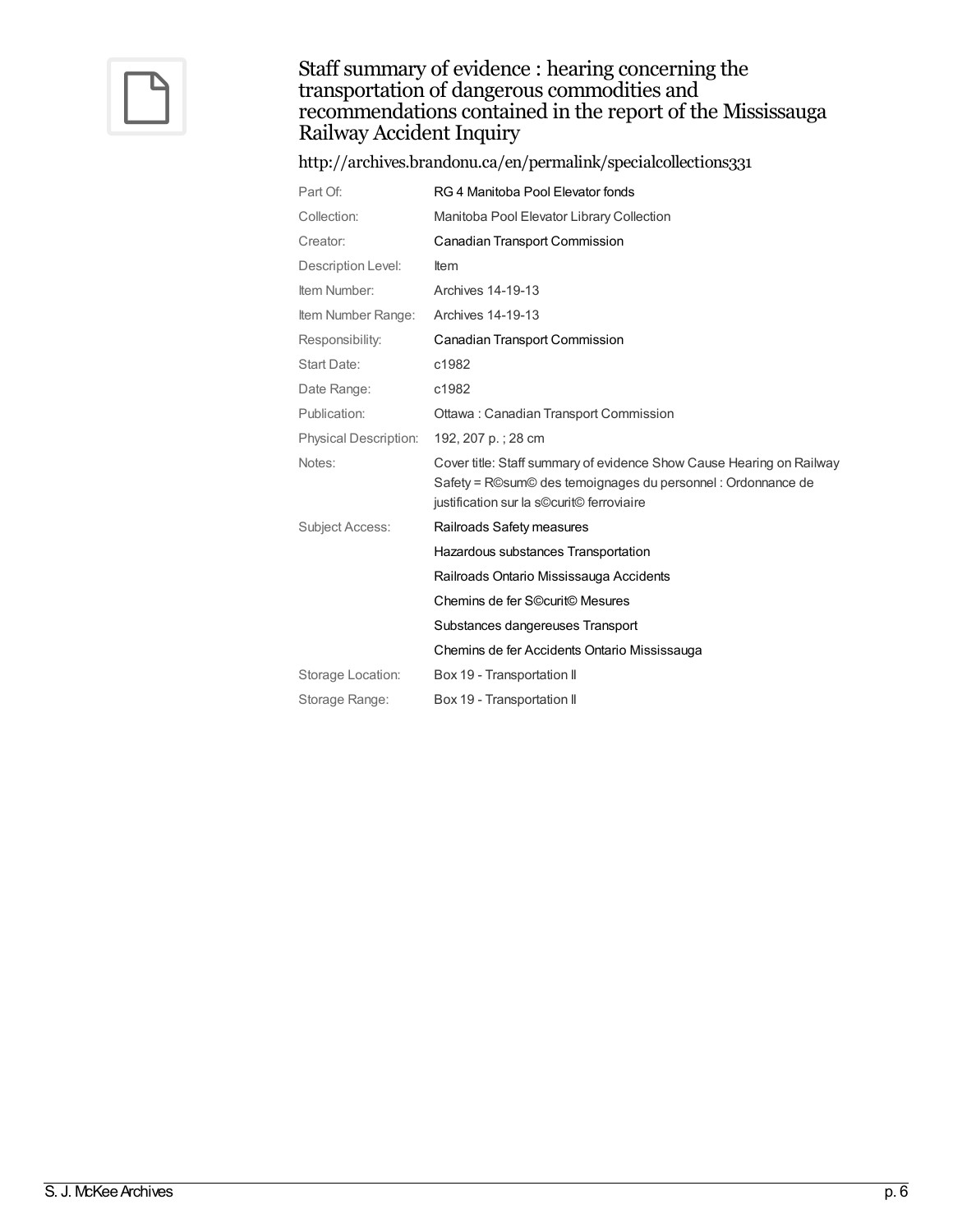# Staff summary of evidence : hearing concerning the transportation of dangerous commodities and recommendations contained in the report of the Mississauga Railway Accident Inquiry

http://archives.brandonu.ca/en/permalink/specialcollections331

| | |
|---|---|
| Part Of: | RG 4 Manitoba Pool Elevator fonds |
| Collection: | Manitoba Pool Elevator Library Collection |
| Creator: | Canadian Transport Commission |
| Description Level: | Item |
| Item Number: | Archives 14-19-13 |
| Item Number Range: | Archives 14-19-13 |
| Responsibility: | Canadian Transport Commission |
| Start Date: | c1982 |
| Date Range: | c1982 |
| Publication: | Ottawa : Canadian Transport Commission |
| Physical Description: | 192, 207 p. ; 28 cm |
| Notes: | Cover title: Staff summary of evidence Show Cause Hearing on Railway Safety = R©sum© des temoignages du personnel : Ordonnance de justification sur la s©curit© ferroviaire |
| Subject Access: | Railroads Safety measures |
| | Hazardous substances Transportation |
| | Railroads Ontario Mississauga Accidents |
| | Chemins de fer S©curit© Mesures |
| | Substances dangereuses Transport |
| | Chemins de fer Accidents Ontario Mississauga |
| Storage Location: | Box 19 - Transportation II |
| Storage Range: | Box 19 - Transportation II |